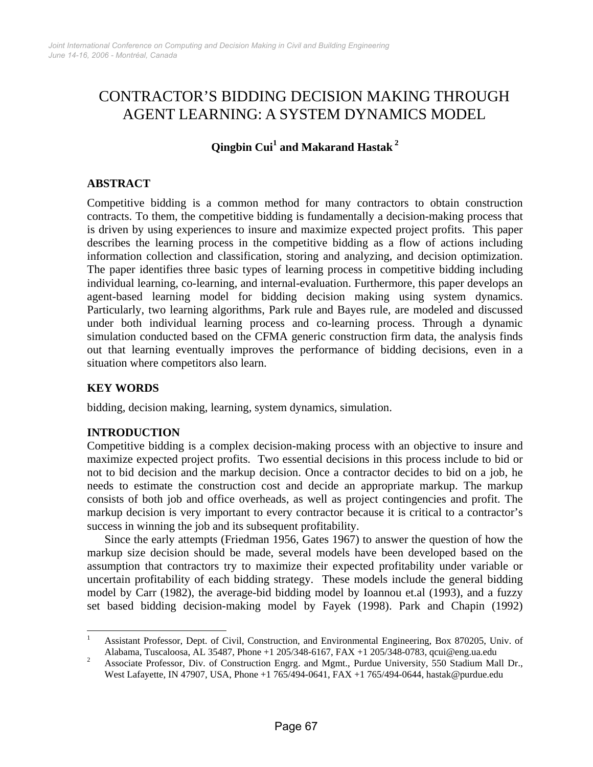# CONTRACTOR'S BIDDING DECISION MAKING THROUGH AGENT LEARNING: A SYSTEM DYNAMICS MODEL

**Qingbin Cui[1] and Makarand Hastak[2]**

## ABSTRACT

Competitive bidding is a common method for many contractors to obtain construction contracts. To them, the competitive bidding is fundamentally a decision-making process that is driven by using experiences to insure and maximize expected project profits. This paper describes the learning process in the competitive bidding as a flow of actions including information collection and classification, storing and analyzing, and decision optimization. The paper identifies three basic types of learning process in competitive bidding including individual learning, co-learning, and internal-evaluation. Furthermore, this paper develops an agent-based learning model for bidding decision making using system dynamics. Particularly, two learning algorithms, Park rule and Bayes rule, are modeled and discussed under both individual learning process and co-learning process. Through a dynamic simulation conducted based on the CFMA generic construction firm data, the analysis finds out that learning eventually improves the performance of bidding decisions, even in a situation where competitors also learn.

## KEY WORDS

bidding, decision making, learning, system dynamics, simulation.

## INTRODUCTION

Competitive bidding is a complex decision-making process with an objective to insure and maximize expected project profits. Two essential decisions in this process include to bid or not to bid decision and the markup decision. Once a contractor decides to bid on a job, he needs to estimate the construction cost and decide an appropriate markup. The markup consists of both job and office overheads, as well as project contingencies and profit. The markup decision is very important to every contractor because it is critical to a contractor's success in winning the job and its subsequent profitability.

Since the early attempts (Friedman 1956, Gates 1967) to answer the question of how the markup size decision should be made, several models have been developed based on the assumption that contractors try to maximize their expected profitability under variable or uncertain profitability of each bidding strategy. These models include the general bidding model by Carr (1982), the average-bid bidding model by Ioannou et.al (1993), and a fuzzy set based bidding decision-making model by Fayek (1998). Park and Chapin (1992)

---

[1] Assistant Professor, Dept. of Civil, Construction, and Environmental Engineering, Box 870205, Univ. of Alabama, Tuscaloosa, AL 35487, Phone +1 205/348-6167, FAX +1 205/348-0783, qcui@eng.ua.edu

[2] Associate Professor, Div. of Construction Engrg. and Mgmt., Purdue University, 550 Stadium Mall Dr., West Lafayette, IN 47907, USA, Phone +1 765/494-0641, FAX +1 765/494-0644, hastak@purdue.edu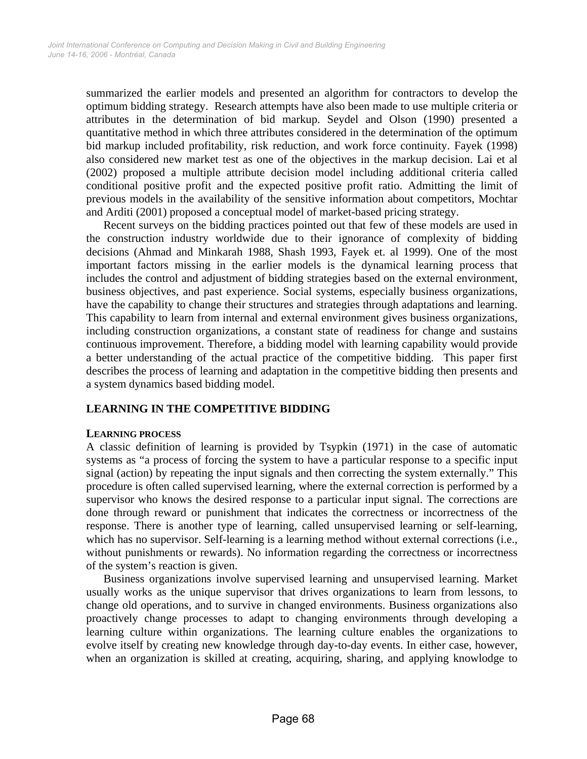summarized the earlier models and presented an algorithm for contractors to develop the optimum bidding strategy. Research attempts have also been made to use multiple criteria or attributes in the determination of bid markup. Seydel and Olson (1990) presented a quantitative method in which three attributes considered in the determination of the optimum bid markup included profitability, risk reduction, and work force continuity. Fayek (1998) also considered new market test as one of the objectives in the markup decision. Lai et al (2002) proposed a multiple attribute decision model including additional criteria called conditional positive profit and the expected positive profit ratio. Admitting the limit of previous models in the availability of the sensitive information about competitors, Mochtar and Arditi (2001) proposed a conceptual model of market-based pricing strategy.

Recent surveys on the bidding practices pointed out that few of these models are used in the construction industry worldwide due to their ignorance of complexity of bidding decisions (Ahmad and Minkarah 1988, Shash 1993, Fayek et. al 1999). One of the most important factors missing in the earlier models is the dynamical learning process that includes the control and adjustment of bidding strategies based on the external environment, business objectives, and past experience. Social systems, especially business organizations, have the capability to change their structures and strategies through adaptations and learning. This capability to learn from internal and external environment gives business organizations, including construction organizations, a constant state of readiness for change and sustains continuous improvement. Therefore, a bidding model with learning capability would provide a better understanding of the actual practice of the competitive bidding. This paper first describes the process of learning and adaptation in the competitive bidding then presents and a system dynamics based bidding model.

## LEARNING IN THE COMPETITIVE BIDDING

### LEARNING PROCESS

A classic definition of learning is provided by Tsypkin (1971) in the case of automatic systems as "a process of forcing the system to have a particular response to a specific input signal (action) by repeating the input signals and then correcting the system externally." This procedure is often called supervised learning, where the external correction is performed by a supervisor who knows the desired response to a particular input signal. The corrections are done through reward or punishment that indicates the correctness or incorrectness of the response. There is another type of learning, called unsupervised learning or self-learning, which has no supervisor. Self-learning is a learning method without external corrections (i.e., without punishments or rewards). No information regarding the correctness or incorrectness of the system's reaction is given.

Business organizations involve supervised learning and unsupervised learning. Market usually works as the unique supervisor that drives organizations to learn from lessons, to change old operations, and to survive in changed environments. Business organizations also proactively change processes to adapt to changing environments through developing a learning culture within organizations. The learning culture enables the organizations to evolve itself by creating new knowledge through day-to-day events. In either case, however, when an organization is skilled at creating, acquiring, sharing, and applying knowledge to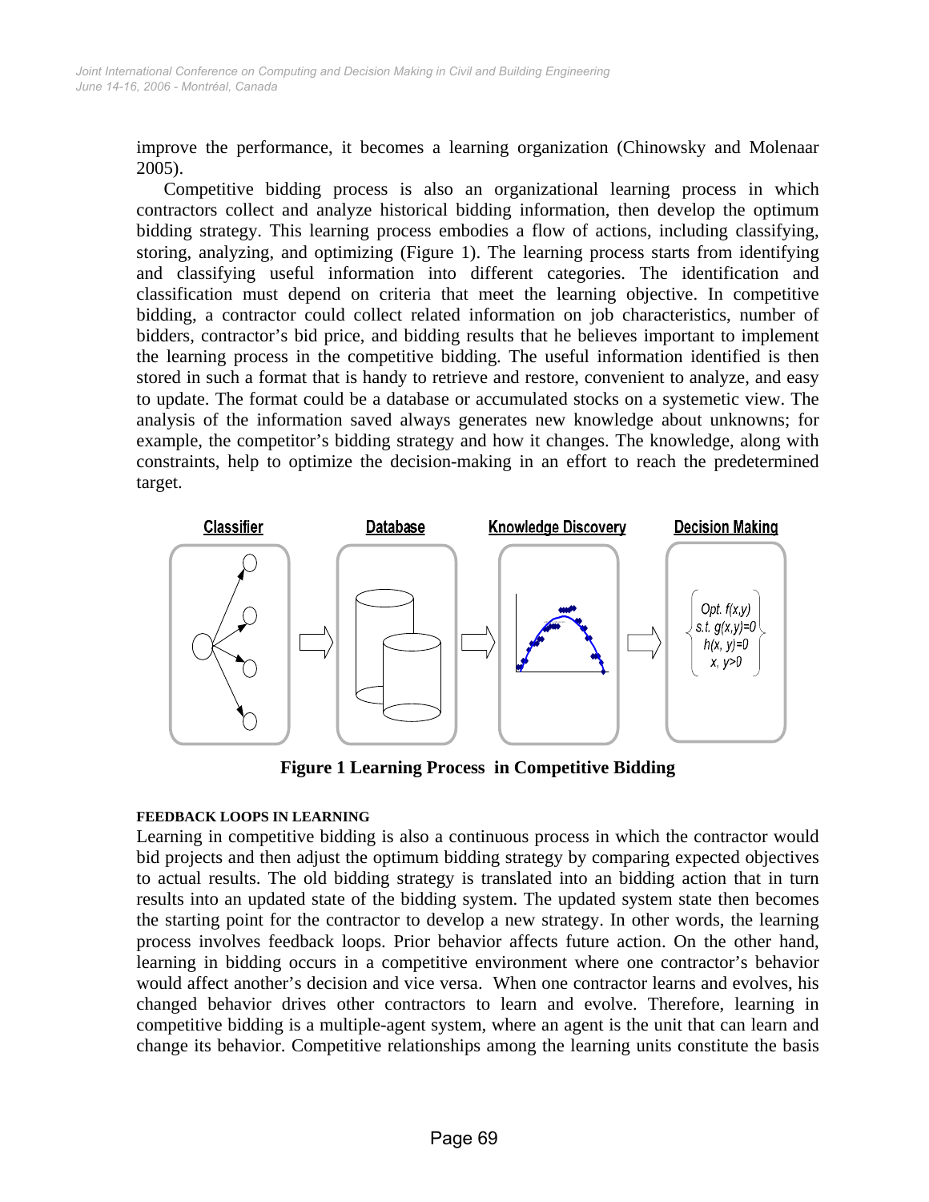improve the performance, it becomes a learning organization (Chinowsky and Molenaar 2005).

Competitive bidding process is also an organizational learning process in which contractors collect and analyze historical bidding information, then develop the optimum bidding strategy. This learning process embodies a flow of actions, including classifying, storing, analyzing, and optimizing (Figure 1). The learning process starts from identifying and classifying useful information into different categories. The identification and classification must depend on criteria that meet the learning objective. In competitive bidding, a contractor could collect related information on job characteristics, number of bidders, contractor's bid price, and bidding results that he believes important to implement the learning process in the competitive bidding. The useful information identified is then stored in such a format that is handy to retrieve and restore, convenient to analyze, and easy to update. The format could be a database or accumulated stocks on a systemetic view. The analysis of the information saved always generates new knowledge about unknowns; for example, the competitor's bidding strategy and how it changes. The knowledge, along with constraints, help to optimize the decision-making in an effort to reach the predetermined target.

Classifier → Database → Knowledge Discovery → Decision Making

$$\begin{cases} Opt.\ f(x,y) \\ s.t.\ g(x,y)=0 \\ h(x,y)=0 \\ x, y>0 \end{cases}$$

**Figure 1 Learning Process in Competitive Bidding**

#### FEEDBACK LOOPS IN LEARNING

Learning in competitive bidding is also a continuous process in which the contractor would bid projects and then adjust the optimum bidding strategy by comparing expected objectives to actual results. The old bidding strategy is translated into an bidding action that in turn results into an updated state of the bidding system. The updated system state then becomes the starting point for the contractor to develop a new strategy. In other words, the learning process involves feedback loops. Prior behavior affects future action. On the other hand, learning in bidding occurs in a competitive environment where one contractor's behavior would affect another's decision and vice versa. When one contractor learns and evolves, his changed behavior drives other contractors to learn and evolve. Therefore, learning in competitive bidding is a multiple-agent system, where an agent is the unit that can learn and change its behavior. Competitive relationships among the learning units constitute the basis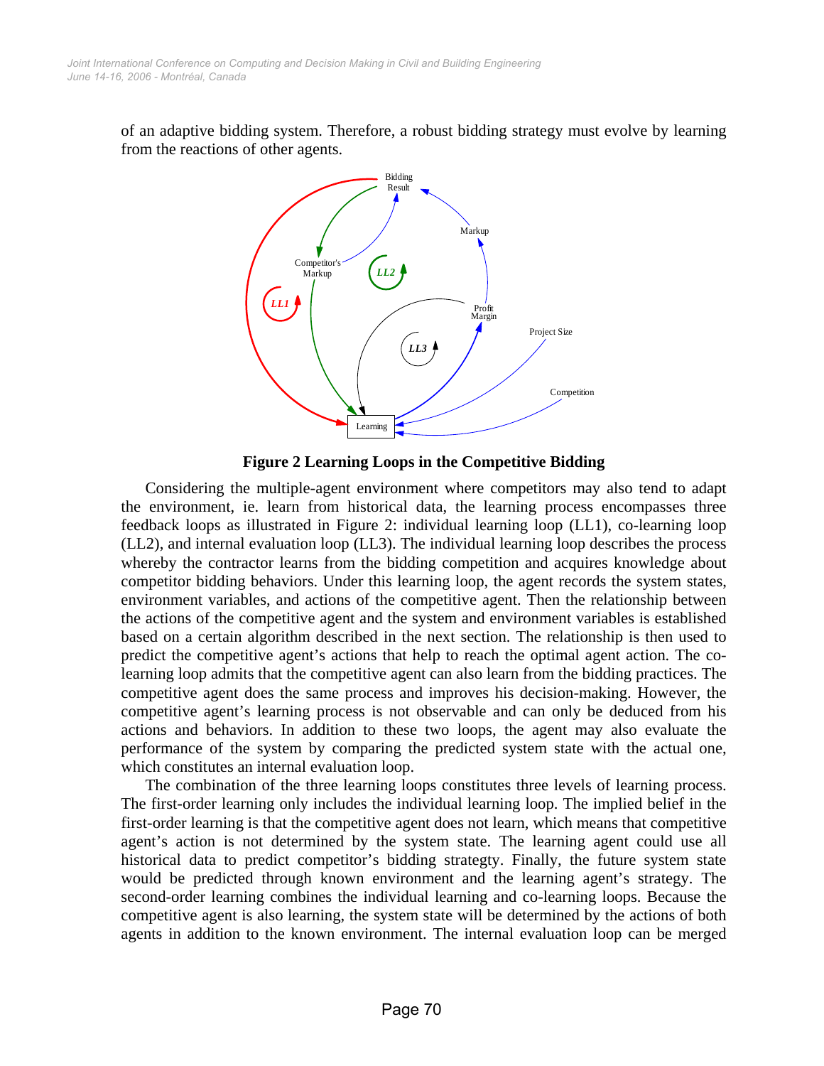of an adaptive bidding system. Therefore, a robust bidding strategy must evolve by learning from the reactions of other agents.

**Figure 2 Learning Loops in the Competitive Bidding**

Considering the multiple-agent environment where competitors may also tend to adapt the environment, ie. learn from historical data, the learning process encompasses three feedback loops as illustrated in Figure 2: individual learning loop (LL1), co-learning loop (LL2), and internal evaluation loop (LL3). The individual learning loop describes the process whereby the contractor learns from the bidding competition and acquires knowledge about competitor bidding behaviors. Under this learning loop, the agent records the system states, environment variables, and actions of the competitive agent. Then the relationship between the actions of the competitive agent and the system and environment variables is established based on a certain algorithm described in the next section. The relationship is then used to predict the competitive agent's actions that help to reach the optimal agent action. The co-learning loop admits that the competitive agent can also learn from the bidding practices. The competitive agent does the same process and improves his decision-making. However, the competitive agent's learning process is not observable and can only be deduced from his actions and behaviors. In addition to these two loops, the agent may also evaluate the performance of the system by comparing the predicted system state with the actual one, which constitutes an internal evaluation loop.

The combination of the three learning loops constitutes three levels of learning process. The first-order learning only includes the individual learning loop. The implied belief in the first-order learning is that the competitive agent does not learn, which means that competitive agent's action is not determined by the system state. The learning agent could use all historical data to predict competitor's bidding strategy. Finally, the future system state would be predicted through known environment and the learning agent's strategy. The second-order learning combines the individual learning and co-learning loops. Because the competitive agent is also learning, the system state will be determined by the actions of both agents in addition to the known environment. The internal evaluation loop can be merged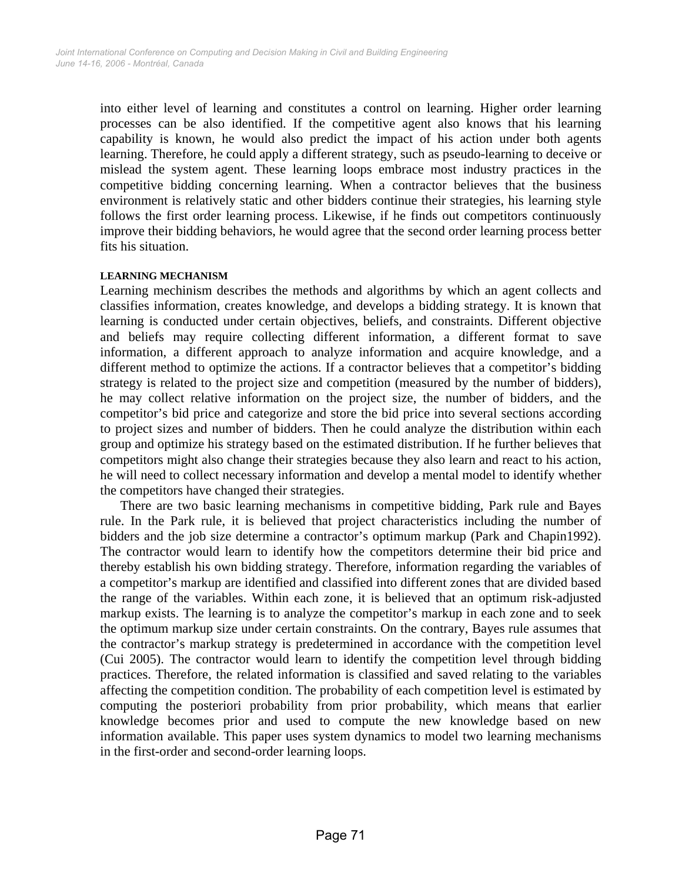into either level of learning and constitutes a control on learning. Higher order learning processes can be also identified. If the competitive agent also knows that his learning capability is known, he would also predict the impact of his action under both agents learning. Therefore, he could apply a different strategy, such as pseudo-learning to deceive or mislead the system agent. These learning loops embrace most industry practices in the competitive bidding concerning learning. When a contractor believes that the business environment is relatively static and other bidders continue their strategies, his learning style follows the first order learning process. Likewise, if he finds out competitors continuously improve their bidding behaviors, he would agree that the second order learning process better fits his situation.

#### LEARNING MECHANISM

Learning mechinism describes the methods and algorithms by which an agent collects and classifies information, creates knowledge, and develops a bidding strategy. It is known that learning is conducted under certain objectives, beliefs, and constraints. Different objective and beliefs may require collecting different information, a different format to save information, a different approach to analyze information and acquire knowledge, and a different method to optimize the actions. If a contractor believes that a competitor's bidding strategy is related to the project size and competition (measured by the number of bidders), he may collect relative information on the project size, the number of bidders, and the competitor's bid price and categorize and store the bid price into several sections according to project sizes and number of bidders. Then he could analyze the distribution within each group and optimize his strategy based on the estimated distribution. If he further believes that competitors might also change their strategies because they also learn and react to his action, he will need to collect necessary information and develop a mental model to identify whether the competitors have changed their strategies.

There are two basic learning mechanisms in competitive bidding, Park rule and Bayes rule. In the Park rule, it is believed that project characteristics including the number of bidders and the job size determine a contractor's optimum markup (Park and Chapin1992). The contractor would learn to identify how the competitors determine their bid price and thereby establish his own bidding strategy. Therefore, information regarding the variables of a competitor's markup are identified and classified into different zones that are divided based the range of the variables. Within each zone, it is believed that an optimum risk-adjusted markup exists. The learning is to analyze the competitor's markup in each zone and to seek the optimum markup size under certain constraints. On the contrary, Bayes rule assumes that the contractor's markup strategy is predetermined in accordance with the competition level (Cui 2005). The contractor would learn to identify the competition level through bidding practices. Therefore, the related information is classified and saved relating to the variables affecting the competition condition. The probability of each competition level is estimated by computing the posteriori probability from prior probability, which means that earlier knowledge becomes prior and used to compute the new knowledge based on new information available. This paper uses system dynamics to model two learning mechanisms in the first-order and second-order learning loops.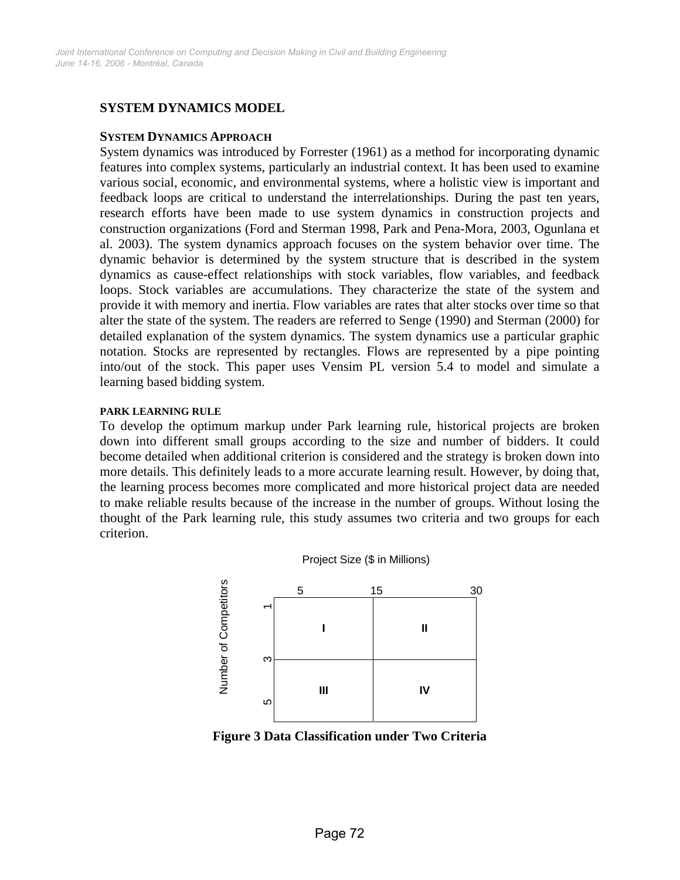## SYSTEM DYNAMICS MODEL

### SYSTEM DYNAMICS APPROACH

System dynamics was introduced by Forrester (1961) as a method for incorporating dynamic features into complex systems, particularly an industrial context. It has been used to examine various social, economic, and environmental systems, where a holistic view is important and feedback loops are critical to understand the interrelationships. During the past ten years, research efforts have been made to use system dynamics in construction projects and construction organizations (Ford and Sterman 1998, Park and Pena-Mora, 2003, Ogunlana et al. 2003). The system dynamics approach focuses on the system behavior over time. The dynamic behavior is determined by the system structure that is described in the system dynamics as cause-effect relationships with stock variables, flow variables, and feedback loops. Stock variables are accumulations. They characterize the state of the system and provide it with memory and inertia. Flow variables are rates that alter stocks over time so that alter the state of the system. The readers are referred to Senge (1990) and Sterman (2000) for detailed explanation of the system dynamics. The system dynamics use a particular graphic notation. Stocks are represented by rectangles. Flows are represented by a pipe pointing into/out of the stock. This paper uses Vensim PL version 5.4 to model and simulate a learning based bidding system.

### PARK LEARNING RULE

To develop the optimum markup under Park learning rule, historical projects are broken down into different small groups according to the size and number of bidders. It could become detailed when additional criterion is considered and the strategy is broken down into more details. This definitely leads to a more accurate learning result. However, by doing that, the learning process becomes more complicated and more historical project data are needed to make reliable results because of the increase in the number of groups. Without losing the thought of the Park learning rule, this study assumes two criteria and two groups for each criterion.

| Number of Competitors \ Project Size ($ in Millions) | 5–15 | 15–30 |
| --- | --- | --- |
| 1–3 | I | II |
| 3–5 | III | IV |

**Figure 3 Data Classification under Two Criteria**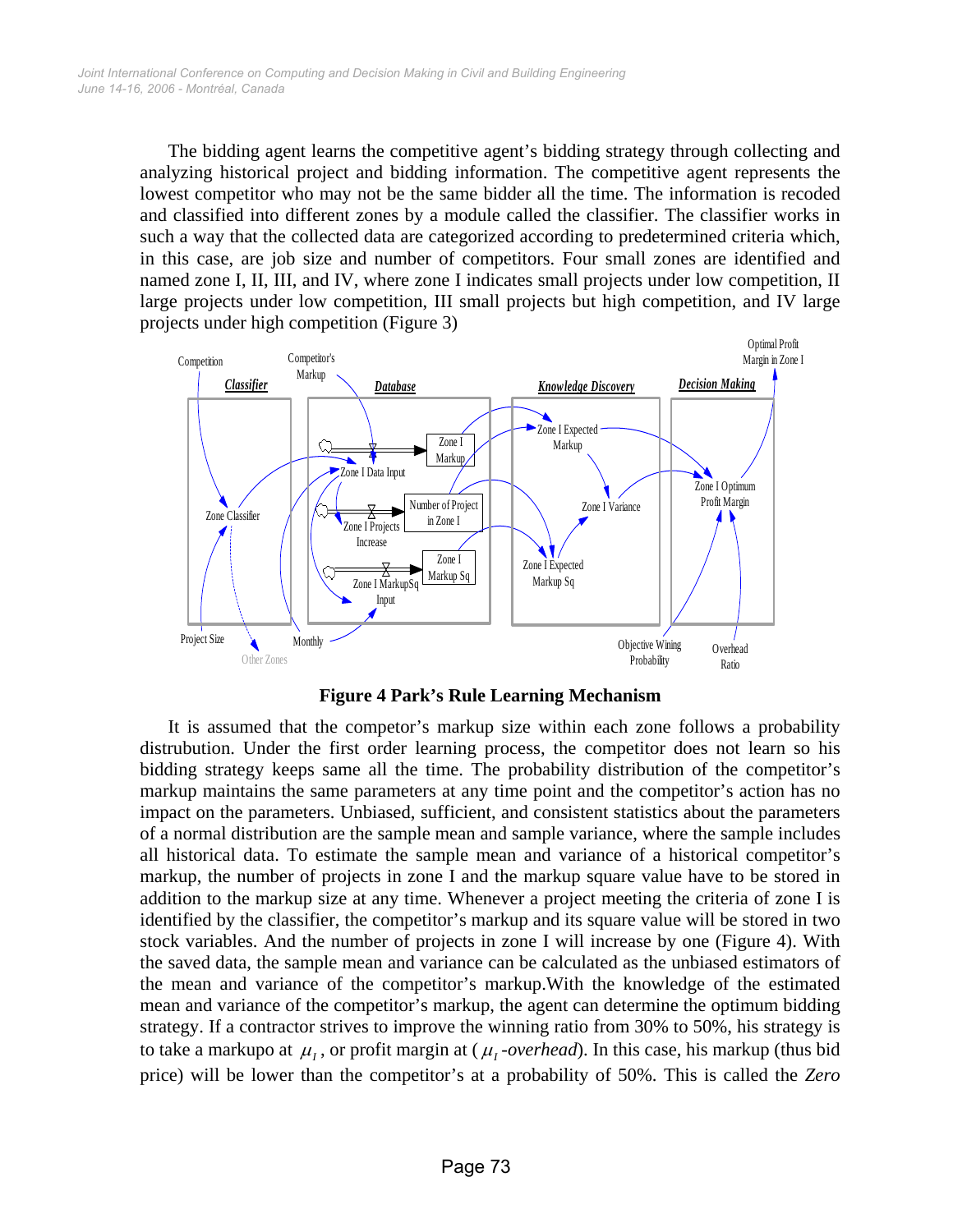The bidding agent learns the competitive agent's bidding strategy through collecting and analyzing historical project and bidding information. The competitive agent represents the lowest competitor who may not be the same bidder all the time. The information is recoded and classified into different zones by a module called the classifier. The classifier works in such a way that the collected data are categorized according to predetermined criteria which, in this case, are job size and number of competitors. Four small zones are identified and named zone I, II, III, and IV, where zone I indicates small projects under low competition, II large projects under low competition, III small projects but high competition, and IV large projects under high competition (Figure 3)

**Figure 4 Park's Rule Learning Mechanism**

It is assumed that the competor's markup size within each zone follows a probability distrubution. Under the first order learning process, the competitor does not learn so his bidding strategy keeps same all the time. The probability distribution of the competitor's markup maintains the same parameters at any time point and the competitor's action has no impact on the parameters. Unbiased, sufficient, and consistent statistics about the parameters of a normal distribution are the sample mean and sample variance, where the sample includes all historical data. To estimate the sample mean and variance of a historical competitor's markup, the number of projects in zone I and the markup square value have to be stored in addition to the markup size at any time. Whenever a project meeting the criteria of zone I is identified by the classifier, the competitor's markup and its square value will be stored in two stock variables. And the number of projects in zone I will increase by one (Figure 4). With the saved data, the sample mean and variance can be calculated as the unbiased estimators of the mean and variance of the competitor's markup.With the knowledge of the estimated mean and variance of the competitor's markup, the agent can determine the optimum bidding strategy. If a contractor strives to improve the winning ratio from 30% to 50%, his strategy is to take a markupo at $\mu_I$, or profit margin at ($\mu_I$-*overhead*). In this case, his markup (thus bid price) will be lower than the competitor's at a probability of 50%. This is called the *Zero*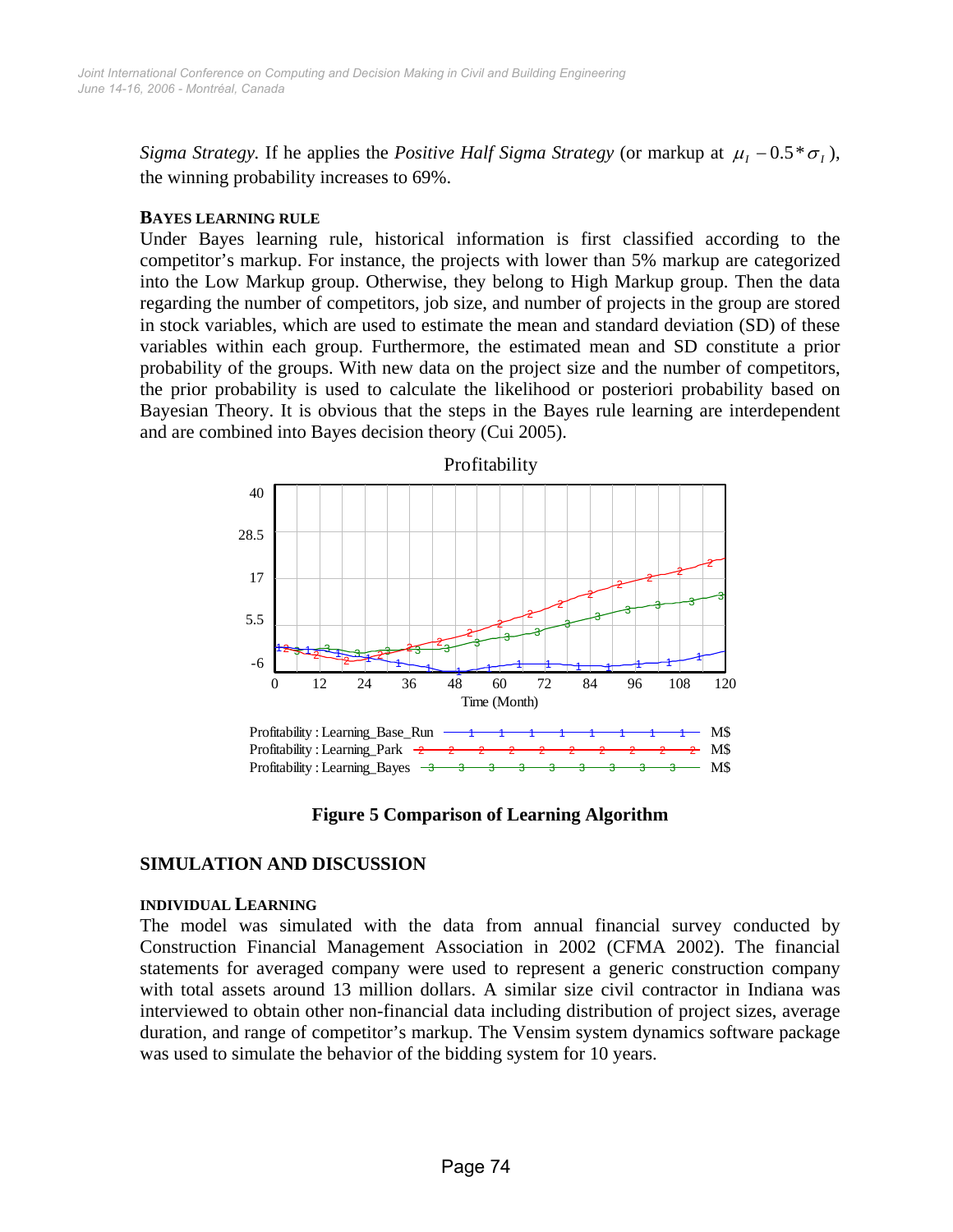*Sigma Strategy.* If he applies the *Positive Half Sigma Strategy* (or markup at $\mu_I - 0.5*\sigma_I$), the winning probability increases to 69%.

### BAYES LEARNING RULE

Under Bayes learning rule, historical information is first classified according to the competitor's markup. For instance, the projects with lower than 5% markup are categorized into the Low Markup group. Otherwise, they belong to High Markup group. Then the data regarding the number of competitors, job size, and number of projects in the group are stored in stock variables, which are used to estimate the mean and standard deviation (SD) of these variables within each group. Furthermore, the estimated mean and SD constitute a prior probability of the groups. With new data on the project size and the number of competitors, the prior probability is used to calculate the likelihood or posteriori probability based on Bayesian Theory. It is obvious that the steps in the Bayes rule learning are interdependent and are combined into Bayes decision theory (Cui 2005).

**Figure 5 Comparison of Learning Algorithm**

## SIMULATION AND DISCUSSION

### INDIVIDUAL LEARNING

The model was simulated with the data from annual financial survey conducted by Construction Financial Management Association in 2002 (CFMA 2002). The financial statements for averaged company were used to represent a generic construction company with total assets around 13 million dollars. A similar size civil contractor in Indiana was interviewed to obtain other non-financial data including distribution of project sizes, average duration, and range of competitor's markup. The Vensim system dynamics software package was used to simulate the behavior of the bidding system for 10 years.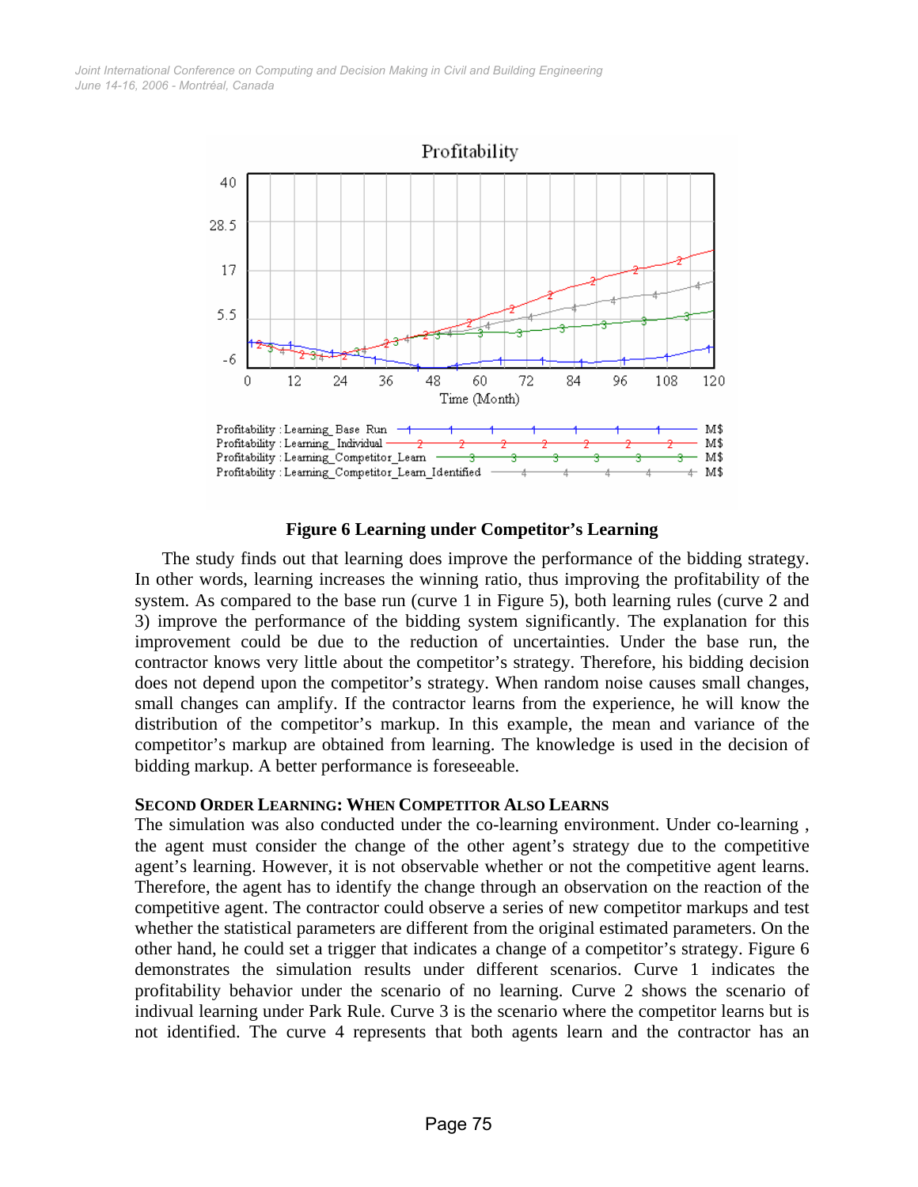**Figure 6 Learning under Competitor's Learning**

The study finds out that learning does improve the performance of the bidding strategy. In other words, learning increases the winning ratio, thus improving the profitability of the system. As compared to the base run (curve 1 in Figure 5), both learning rules (curve 2 and 3) improve the performance of the bidding system significantly. The explanation for this improvement could be due to the reduction of uncertainties. Under the base run, the contractor knows very little about the competitor's strategy. Therefore, his bidding decision does not depend upon the competitor's strategy. When random noise causes small changes, small changes can amplify. If the contractor learns from the experience, he will know the distribution of the competitor's markup. In this example, the mean and variance of the competitor's markup are obtained from learning. The knowledge is used in the decision of bidding markup. A better performance is foreseeable.

### SECOND ORDER LEARNING: WHEN COMPETITOR ALSO LEARNS

The simulation was also conducted under the co-learning environment. Under co-learning , the agent must consider the change of the other agent's strategy due to the competitive agent's learning. However, it is not observable whether or not the competitive agent learns. Therefore, the agent has to identify the change through an observation on the reaction of the competitive agent. The contractor could observe a series of new competitor markups and test whether the statistical parameters are different from the original estimated parameters. On the other hand, he could set a trigger that indicates a change of a competitor's strategy. Figure 6 demonstrates the simulation results under different scenarios. Curve 1 indicates the profitability behavior under the scenario of no learning. Curve 2 shows the scenario of indivual learning under Park Rule. Curve 3 is the scenario where the competitor learns but is not identified. The curve 4 represents that both agents learn and the contractor has an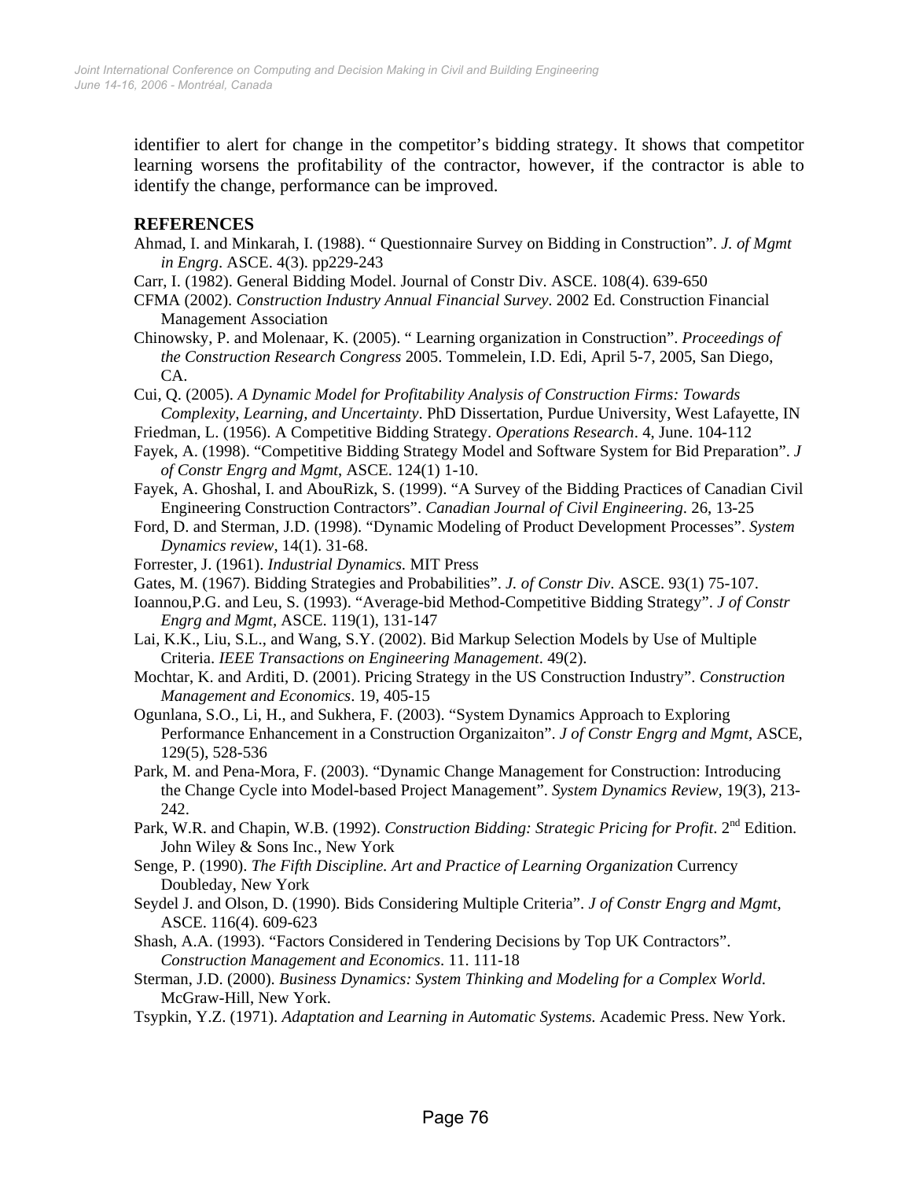identifier to alert for change in the competitor's bidding strategy. It shows that competitor learning worsens the profitability of the contractor, however, if the contractor is able to identify the change, performance can be improved.

**REFERENCES**

Ahmad, I. and Minkarah, I. (1988). " Questionnaire Survey on Bidding in Construction". *J. of Mgmt in Engrg*. ASCE. 4(3). pp229-243

Carr, I. (1982). General Bidding Model. Journal of Constr Div. ASCE. 108(4). 639-650

CFMA (2002). *Construction Industry Annual Financial Survey*. 2002 Ed. Construction Financial Management Association

Chinowsky, P. and Molenaar, K. (2005). " Learning organization in Construction". *Proceedings of the Construction Research Congress* 2005. Tommelein, I.D. Edi, April 5-7, 2005, San Diego, CA.

Cui, Q. (2005). *A Dynamic Model for Profitability Analysis of Construction Firms: Towards Complexity, Learning, and Uncertainty*. PhD Dissertation, Purdue University, West Lafayette, IN

Friedman, L. (1956). A Competitive Bidding Strategy. *Operations Research*. 4, June. 104-112

Fayek, A. (1998). "Competitive Bidding Strategy Model and Software System for Bid Preparation". *J of Constr Engrg and Mgmt*, ASCE. 124(1) 1-10.

Fayek, A. Ghoshal, I. and AbouRizk, S. (1999). "A Survey of the Bidding Practices of Canadian Civil Engineering Construction Contractors". *Canadian Journal of Civil Engineering*. 26, 13-25

Ford, D. and Sterman, J.D. (1998). "Dynamic Modeling of Product Development Processes". *System Dynamics review*, 14(1). 31-68.

Forrester, J. (1961). *Industrial Dynamics.* MIT Press

Gates, M. (1967). Bidding Strategies and Probabilities". *J. of Constr Div*. ASCE. 93(1) 75-107.

Ioannou,P.G. and Leu, S. (1993). "Average-bid Method-Competitive Bidding Strategy". *J of Constr Engrg and Mgmt*, ASCE. 119(1), 131-147

Lai, K.K., Liu, S.L., and Wang, S.Y. (2002). Bid Markup Selection Models by Use of Multiple Criteria. *IEEE Transactions on Engineering Management*. 49(2).

Mochtar, K. and Arditi, D. (2001). Pricing Strategy in the US Construction Industry". *Construction Management and Economics*. 19, 405-15

Ogunlana, S.O., Li, H., and Sukhera, F. (2003). "System Dynamics Approach to Exploring Performance Enhancement in a Construction Organizaiton". *J of Constr Engrg and Mgmt*, ASCE, 129(5), 528-536

Park, M. and Pena-Mora, F. (2003). "Dynamic Change Management for Construction: Introducing the Change Cycle into Model-based Project Management". *System Dynamics Review*, 19(3), 213-242.

Park, W.R. and Chapin, W.B. (1992). *Construction Bidding: Strategic Pricing for Profit*. 2nd Edition. John Wiley & Sons Inc., New York

Senge, P. (1990). *The Fifth Discipline. Art and Practice of Learning Organization* Currency Doubleday, New York

Seydel J. and Olson, D. (1990). Bids Considering Multiple Criteria". *J of Constr Engrg and Mgmt*, ASCE. 116(4). 609-623

Shash, A.A. (1993). "Factors Considered in Tendering Decisions by Top UK Contractors". *Construction Management and Economics*. 11. 111-18

Sterman, J.D. (2000). *Business Dynamics: System Thinking and Modeling for a Complex World*. McGraw-Hill, New York.

Tsypkin, Y.Z. (1971). *Adaptation and Learning in Automatic Systems.* Academic Press. New York.